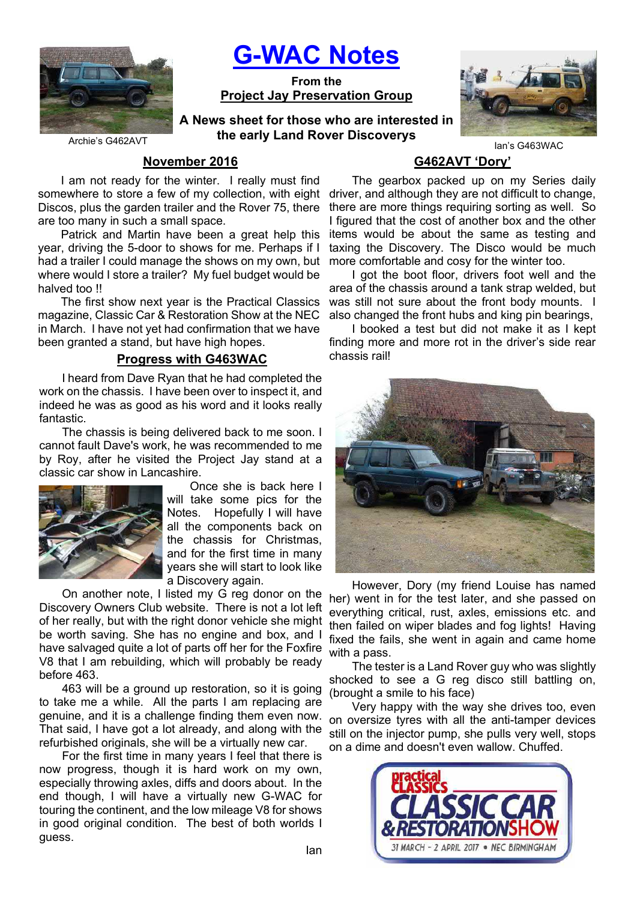# G-WAC Notes

**From the**
**Project Jay Preservation Group**

**A News sheet for those who are interested in the early Land Rover Discoverys**

Archie's G462AVT

Ian's G463WAC

## November 2016

I am not ready for the winter. I really must find somewhere to store a few of my collection, with eight Discos, plus the garden trailer and the Rover 75, there are too many in such a small space.

Patrick and Martin have been a great help this year, driving the 5-door to shows for me. Perhaps if I had a trailer I could manage the shows on my own, but where would I store a trailer? My fuel budget would be halved too !!

The first show next year is the Practical Classics magazine, Classic Car & Restoration Show at the NEC in March. I have not yet had confirmation that we have been granted a stand, but have high hopes.

## Progress with G463WAC

I heard from Dave Ryan that he had completed the work on the chassis. I have been over to inspect it, and indeed he was as good as his word and it looks really fantastic.

The chassis is being delivered back to me soon. I cannot fault Dave's work, he was recommended to me by Roy, after he visited the Project Jay stand at a classic car show in Lancashire.

Once she is back here I will take some pics for the Notes. Hopefully I will have all the components back on the chassis for Christmas, and for the first time in many years she will start to look like a Discovery again.

On another note, I listed my G reg donor on the Discovery Owners Club website. There is not a lot left of her really, but with the right donor vehicle she might be worth saving. She has no engine and box, and I have salvaged quite a lot of parts off her for the Foxfire V8 that I am rebuilding, which will probably be ready before 463.

463 will be a ground up restoration, so it is going to take me a while. All the parts I am replacing are genuine, and it is a challenge finding them even now. That said, I have got a lot already, and along with the refurbished originals, she will be a virtually new car.

For the first time in many years I feel that there is now progress, though it is hard work on my own, especially throwing axles, diffs and doors about. In the end though, I will have a virtually new G-WAC for touring the continent, and the low mileage V8 for shows in good original condition. The best of both worlds I guess.

Ian

## G462AVT 'Dory'

The gearbox packed up on my Series daily driver, and although they are not difficult to change, there are more things requiring sorting as well. So I figured that the cost of another box and the other items would be about the same as testing and taxing the Discovery. The Disco would be much more comfortable and cosy for the winter too.

I got the boot floor, drivers foot well and the area of the chassis around a tank strap welded, but was still not sure about the front body mounts. I also changed the front hubs and king pin bearings,

I booked a test but did not make it as I kept finding more and more rot in the driver's side rear chassis rail!

However, Dory (my friend Louise has named her) went in for the test later, and she passed on everything critical, rust, axles, emissions etc. and then failed on wiper blades and fog lights! Having fixed the fails, she went in again and came home with a pass.

The tester is a Land Rover guy who was slightly shocked to see a G reg disco still battling on, (brought a smile to his face)

Very happy with the way she drives too, even on oversize tyres with all the anti-tamper devices still on the injector pump, she pulls very well, stops on a dime and doesn't even wallow. Chuffed.

practical CLASSICS CLASSIC CAR & RESTORATION SHOW
31 MARCH - 2 APRIL 2017 • NEC BIRMINGHAM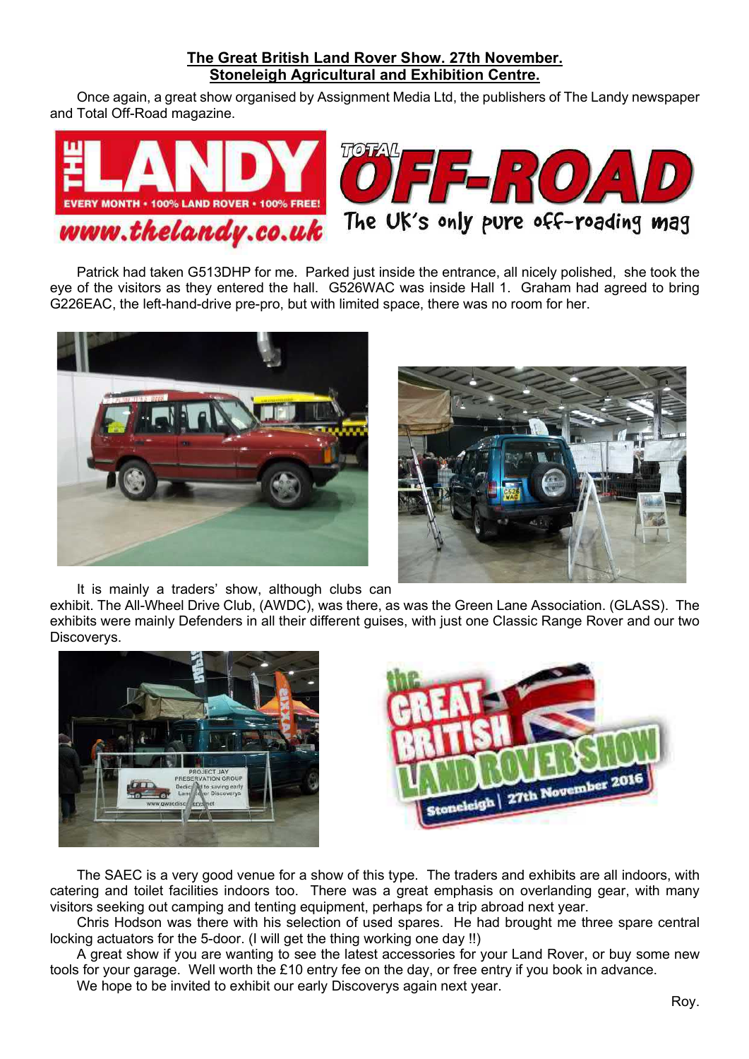**The Great British Land Rover Show. 27th November.**
**Stoneleigh Agricultural and Exhibition Centre.**

Once again, a great show organised by Assignment Media Ltd, the publishers of The Landy newspaper and Total Off-Road magazine.

Patrick had taken G513DHP for me. Parked just inside the entrance, all nicely polished, she took the eye of the visitors as they entered the hall. G526WAC was inside Hall 1. Graham had agreed to bring G226EAC, the left-hand-drive pre-pro, but with limited space, there was no room for her.

It is mainly a traders' show, although clubs can exhibit. The All-Wheel Drive Club, (AWDC), was there, as was the Green Lane Association. (GLASS). The exhibits were mainly Defenders in all their different guises, with just one Classic Range Rover and our two Discoverys.

The SAEC is a very good venue for a show of this type. The traders and exhibits are all indoors, with catering and toilet facilities indoors too. There was a great emphasis on overlanding gear, with many visitors seeking out camping and tenting equipment, perhaps for a trip abroad next year.

Chris Hodson was there with his selection of used spares. He had brought me three spare central locking actuators for the 5-door. (I will get the thing working one day !!)

A great show if you are wanting to see the latest accessories for your Land Rover, or buy some new tools for your garage. Well worth the £10 entry fee on the day, or free entry if you book in advance.

We hope to be invited to exhibit our early Discoverys again next year.

Roy.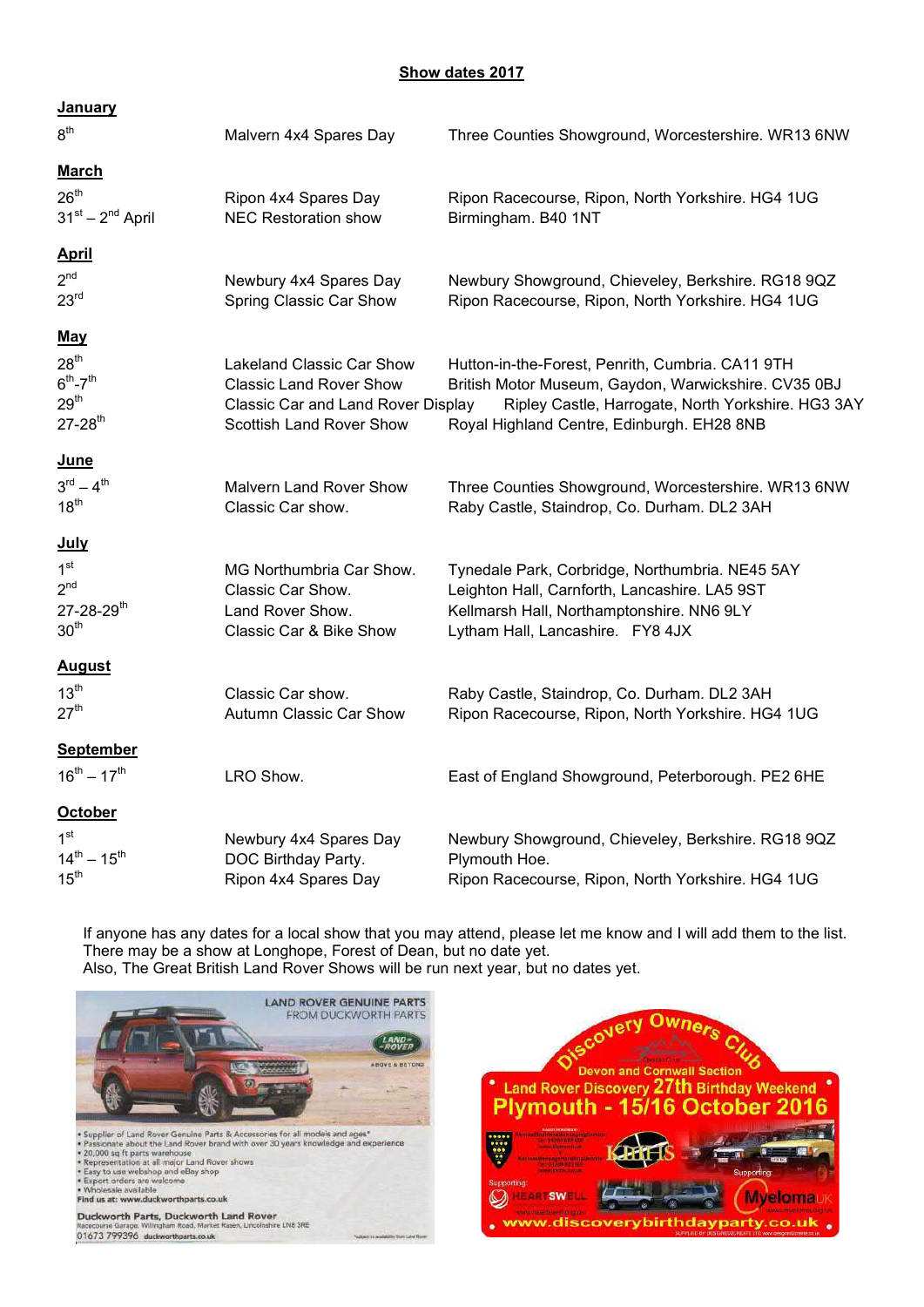## Show dates 2017

| Date | Event | Venue |
|---|---|---|
| **January** | | |
| 8th | Malvern 4x4 Spares Day | Three Counties Showground, Worcestershire. WR13 6NW |
| **March** | | |
| 26th | Ripon 4x4 Spares Day | Ripon Racecourse, Ripon, North Yorkshire. HG4 1UG |
| 31st – 2nd April | NEC Restoration show | Birmingham. B40 1NT |
| **April** | | |
| 2nd | Newbury 4x4 Spares Day | Newbury Showground, Chieveley, Berkshire. RG18 9QZ |
| 23rd | Spring Classic Car Show | Ripon Racecourse, Ripon, North Yorkshire. HG4 1UG |
| **May** | | |
| 28th | Lakeland Classic Car Show | Hutton-in-the-Forest, Penrith, Cumbria. CA11 9TH |
| 6th-7th | Classic Land Rover Show | British Motor Museum, Gaydon, Warwickshire. CV35 0BJ |
| 29th | Classic Car and Land Rover Display | Ripley Castle, Harrogate, North Yorkshire. HG3 3AY |
| 27-28th | Scottish Land Rover Show | Royal Highland Centre, Edinburgh. EH28 8NB |
| **June** | | |
| 3rd – 4th | Malvern Land Rover Show | Three Counties Showground, Worcestershire. WR13 6NW |
| 18th | Classic Car show. | Raby Castle, Staindrop, Co. Durham. DL2 3AH |
| **July** | | |
| 1st | MG Northumbria Car Show. | Tynedale Park, Corbridge, Northumbria. NE45 5AY |
| 2nd | Classic Car Show. | Leighton Hall, Carnforth, Lancashire. LA5 9ST |
| 27-28-29th | Land Rover Show. | Kellmarsh Hall, Northamptonshire. NN6 9LY |
| 30th | Classic Car & Bike Show | Lytham Hall, Lancashire. FY8 4JX |
| **August** | | |
| 13th | Classic Car show. | Raby Castle, Staindrop, Co. Durham. DL2 3AH |
| 27th | Autumn Classic Car Show | Ripon Racecourse, Ripon, North Yorkshire. HG4 1UG |
| **September** | | |
| 16th – 17th | LRO Show. | East of England Showground, Peterborough. PE2 6HE |
| **October** | | |
| 1st | Newbury 4x4 Spares Day | Newbury Showground, Chieveley, Berkshire. RG18 9QZ |
| 14th – 15th | DOC Birthday Party. | Plymouth Hoe. |
| 15th | Ripon 4x4 Spares Day | Ripon Racecourse, Ripon, North Yorkshire. HG4 1UG |

If anyone has any dates for a local show that you may attend, please let me know and I will add them to the list. There may be a show at Longhope, Forest of Dean, but no date yet.
Also, The Great British Land Rover Shows will be run next year, but no dates yet.

LAND ROVER GENUINE PARTS FROM DUCKWORTH PARTS

- Supplier of Land Rover Genuine Parts & Accessories for all models and ages*
- Passionate about the Land Rover brand with over 30 years knowledge and experience
- 20,000 sq ft parts warehouse
- Representation at all major Land Rover shows
- Easy to use webshop and eBay shop
- Export orders are welcome
- Wholesale available

Find us at: www.duckworthparts.co.uk

Duckworth Parts, Duckworth Land Rover
Racecourse Garage, Willingham Road, Market Rasen, Lincolnshire LN8 3RE
01673 799396 duckworthparts.co.uk

Discovery Owners Club
Devon and Cornwall Section
Land Rover Discovery 27th Birthday Weekend
Plymouth - 15/16 October 2016
Supporting: HEARTSWELL
Supporting: Myeloma UK
www.discoverybirthdayparty.co.uk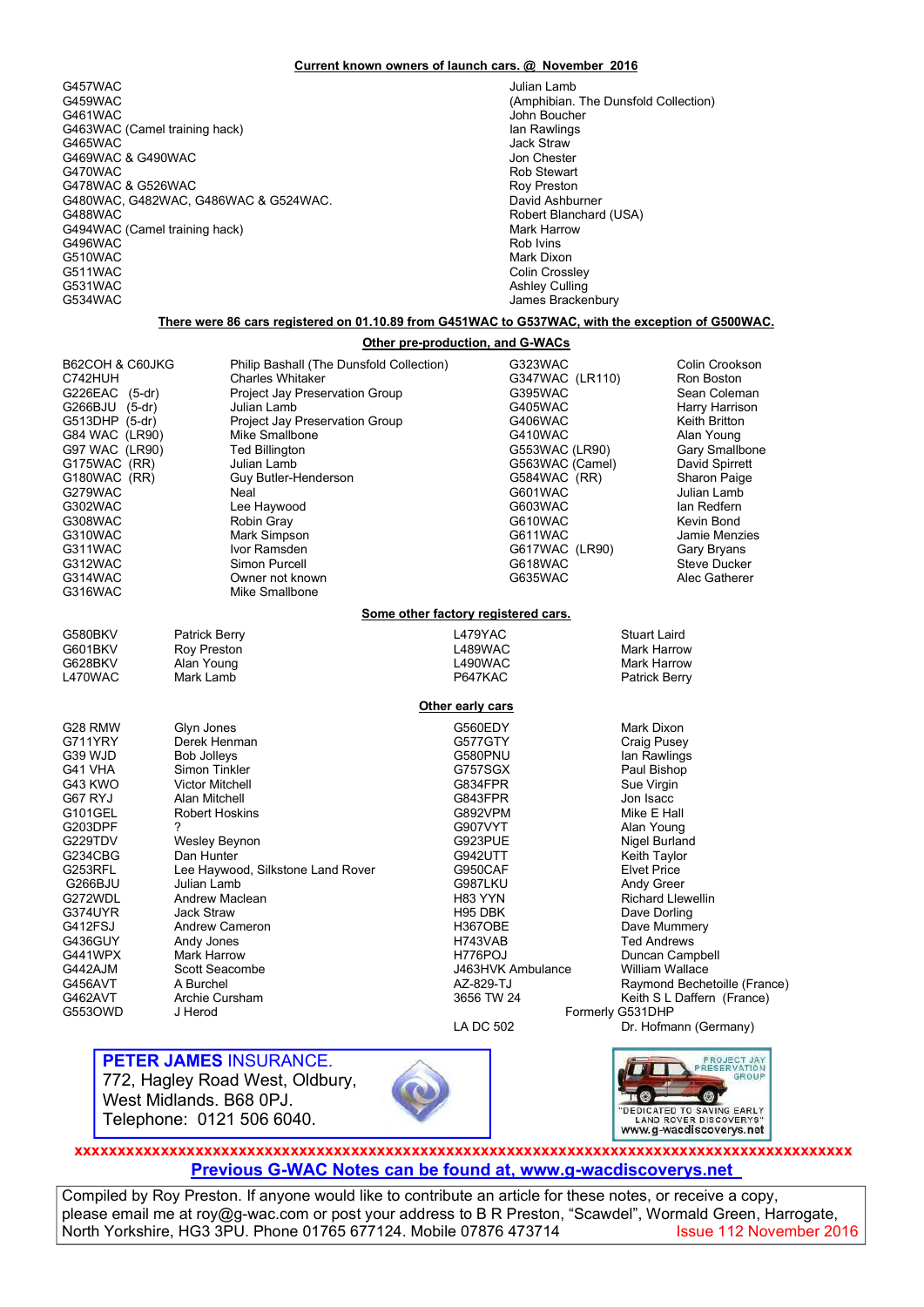**Current known owners of launch cars. @ November 2016**

| | |
|---|---|
| G457WAC | Julian Lamb |
| G459WAC | (Amphibian. The Dunsfold Collection) |
| G461WAC | John Boucher |
| G463WAC (Camel training hack) | Ian Rawlings |
| G465WAC | Jack Straw |
| G469WAC & G490WAC | Jon Chester |
| G470WAC | Rob Stewart |
| G478WAC & G526WAC | Roy Preston |
| G480WAC, G482WAC, G486WAC & G524WAC. | David Ashburner |
| G488WAC | Robert Blanchard (USA) |
| G494WAC (Camel training hack) | Mark Harrow |
| G496WAC | Rob Ivins |
| G510WAC | Mark Dixon |
| G511WAC | Colin Crossley |
| G531WAC | Ashley Culling |
| G534WAC | James Brackenbury |

**There were 86 cars registered on 01.10.89 from G451WAC to G537WAC, with the exception of G500WAC.**

**Other pre-production, and G-WACs**

| | | | |
|---|---|---|---|
| B62COH & C60JKG | Philip Bashall (The Dunsfold Collection) | G323WAC | Colin Crookson |
| C742HUH | Charles Whitaker | G347WAC (LR110) | Ron Boston |
| G226EAC (5-dr) | Project Jay Preservation Group | G395WAC | Sean Coleman |
| G266BJU (5-dr) | Julian Lamb | G405WAC | Harry Harrison |
| G513DHP (5-dr) | Project Jay Preservation Group | G406WAC | Keith Britton |
| G84 WAC (LR90) | Mike Smallbone | G410WAC | Alan Young |
| G97 WAC (LR90) | Ted Billington | G553WAC (LR90) | Gary Smallbone |
| G175WAC (RR) | Julian Lamb | G563WAC (Camel) | David Spirrett |
| G180WAC (RR) | Guy Butler-Henderson | G584WAC (RR) | Sharon Paige |
| G279WAC | Neal | G601WAC | Julian Lamb |
| G302WAC | Lee Haywood | G603WAC | Ian Redfern |
| G308WAC | Robin Gray | G610WAC | Kevin Bond |
| G310WAC | Mark Simpson | G611WAC | Jamie Menzies |
| G311WAC | Ivor Ramsden | G617WAC (LR90) | Gary Bryans |
| G312WAC | Simon Purcell | G618WAC | Steve Ducker |
| G314WAC | Owner not known | G635WAC | Alec Gatherer |
| G316WAC | Mike Smallbone | | |

**Some other factory registered cars.**

| | | | |
|---|---|---|---|
| G580BKV | Patrick Berry | L479YAC | Stuart Laird |
| G601BKV | Roy Preston | L489WAC | Mark Harrow |
| G628BKV | Alan Young | L490WAC | Mark Harrow |
| L470WAC | Mark Lamb | P647KAC | Patrick Berry |

**Other early cars**

| | | | |
|---|---|---|---|
| G28 RMW | Glyn Jones | G560EDY | Mark Dixon |
| G711YRY | Derek Henman | G577GTY | Craig Pusey |
| G39 WJD | Bob Jolleys | G580PNU | Ian Rawlings |
| G41 VHA | Simon Tinkler | G757SGX | Paul Bishop |
| G43 KWO | Victor Mitchell | G834FPR | Sue Virgin |
| G67 RYJ | Alan Mitchell | G843FPR | Jon Isacc |
| G101GEL | Robert Hoskins | G892VPM | Mike E Hall |
| G203DPF | ? | G907VYT | Alan Young |
| G229TDV | Wesley Beynon | G923PUE | Nigel Burland |
| G234CBG | Dan Hunter | G942UTT | Keith Taylor |
| G253RFL | Lee Haywood, Silkstone Land Rover | G950CAF | Elvet Price |
| G266BJU | Julian Lamb | G987LKU | Andy Greer |
| G272WDL | Andrew Maclean | H83 YYN | Richard Llewellin |
| G374UYR | Jack Straw | H95 DBK | Dave Dorling |
| G412FSJ | Andrew Cameron | H367OBE | Dave Mummery |
| G436GUY | Andy Jones | H743VAB | Ted Andrews |
| G441WPX | Mark Harrow | H776POJ | Duncan Campbell |
| G442AJM | Scott Seacombe | J463HVK Ambulance | William Wallace |
| G456AVT | A Burchel | AZ-829-TJ | Raymond Bechetoille (France) |
| G462AVT | Archie Cursham | 3656 TW 24 | Keith S L Daffern (France) |
| G553OWD | J Herod | | Formerly G531DHP |
| | | LA DC 502 | Dr. Hofmann (Germany) |

**PETER JAMES** INSURANCE.
772, Hagley Road West, Oldbury,
West Midlands. B68 0PJ.
Telephone: 0121 506 6040.

PROJECT JAY PRESERVATION GROUP
"DEDICATED TO SAVING EARLY LAND ROVER DISCOVERYS"
www.g-wacdiscoverys.net

xxxxxxxxxxxxxxxxxxxxxxxxxxxxxxxxxxxxxxxxxxxxxxxxxxxxxxxxxxxxxxxxxxxxxxxxxxxxxxxxxxxxxxxx

**Previous G-WAC Notes can be found at, www.g-wacdiscoverys.net**

Compiled by Roy Preston. If anyone would like to contribute an article for these notes, or receive a copy, please email me at roy@g-wac.com or post your address to B R Preston, "Scawdel", Wormald Green, Harrogate, North Yorkshire, HG3 3PU. Phone 01765 677124. Mobile 07876 473714 Issue 112 November 2016